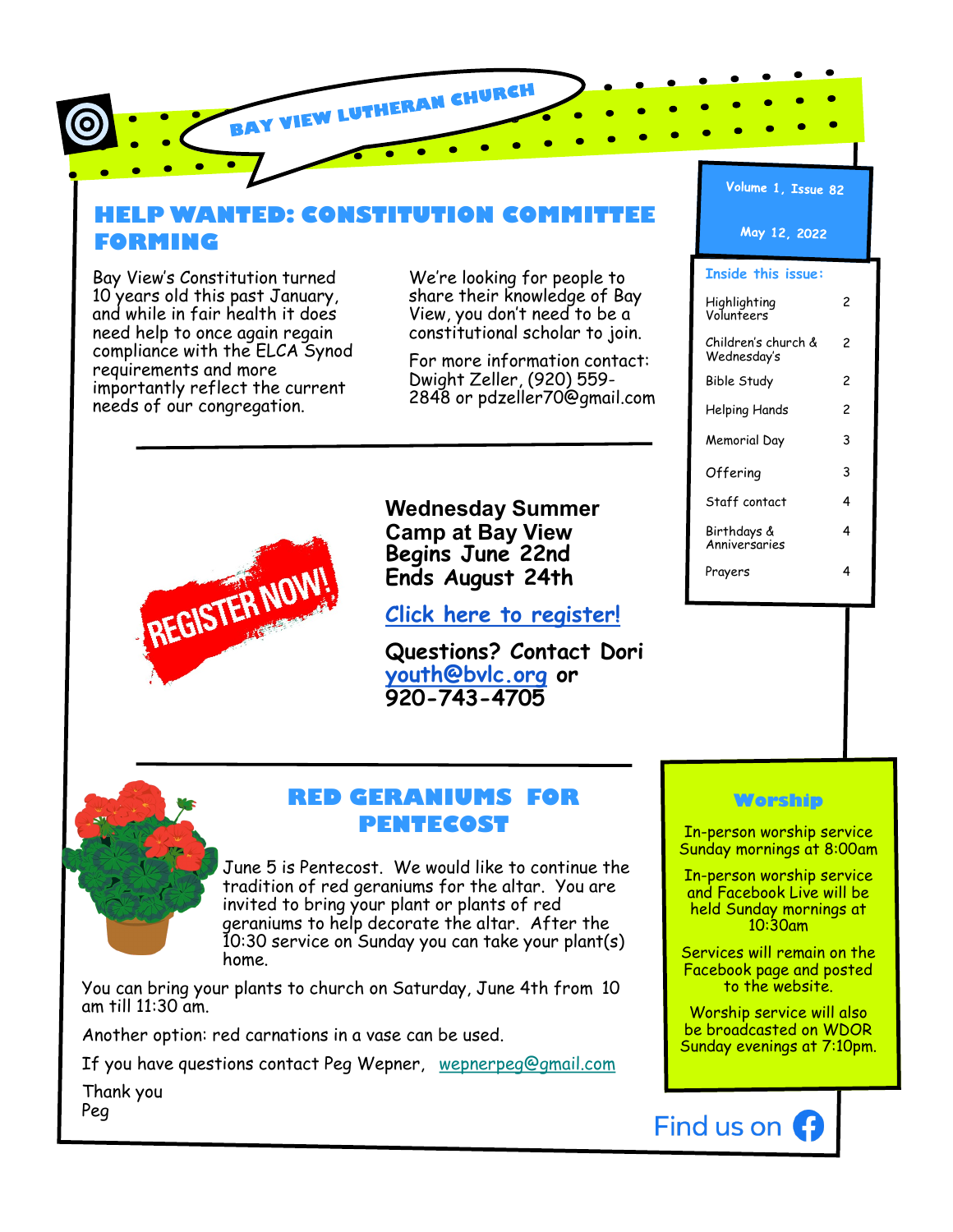# BAY VIEW LUTHERAN CHURCH

Volume 1, Issue 82

May 12, 2022

**Inside this issue:**

| | |
|---|---|
| Highlighting Volunteers | 2 |
| Children's church & Wednesday's | 2 |
| Bible Study | 2 |
| Helping Hands | 2 |
| Memorial Day | 3 |
| Offering | 3 |
| Staff contact | 4 |
| Birthdays & Anniversaries | 4 |
| Prayers | 4 |

## HELP WANTED: CONSTITUTION COMMITTEE FORMING

Bay View's Constitution turned 10 years old this past January, and while in fair health it does need help to once again regain compliance with the ELCA Synod requirements and more importantly reflect the current needs of our congregation.

We're looking for people to share their knowledge of Bay View, you don't need to be a constitutional scholar to join.

For more information contact: Dwight Zeller, (920) 559-2848 or pdzeller70@gmail.com

---

REGISTER NOW!

**Wednesday Summer Camp at Bay View**
**Begins June 22nd**
**Ends August 24th**

[Click here to register!]()

**Questions? Contact Dori** youth@bvlc.org **or 920-743-4705**

---

## RED GERANIUMS FOR PENTECOST

June 5 is Pentecost. We would like to continue the tradition of red geraniums for the altar. You are invited to bring your plant or plants of red geraniums to help decorate the altar. After the 10:30 service on Sunday you can take your plant(s) home.

You can bring your plants to church on Saturday, June 4th from 10 am till 11:30 am.

Another option: red carnations in a vase can be used.

If you have questions contact Peg Wepner, wepnerpeg@gmail.com

Thank you
Peg

## Worship

In-person worship service Sunday mornings at 8:00am

In-person worship service and Facebook Live will be held Sunday mornings at 10:30am

Services will remain on the Facebook page and posted to the website.

Worship service will also be broadcasted on WDOR Sunday evenings at 7:10pm.

Find us on Facebook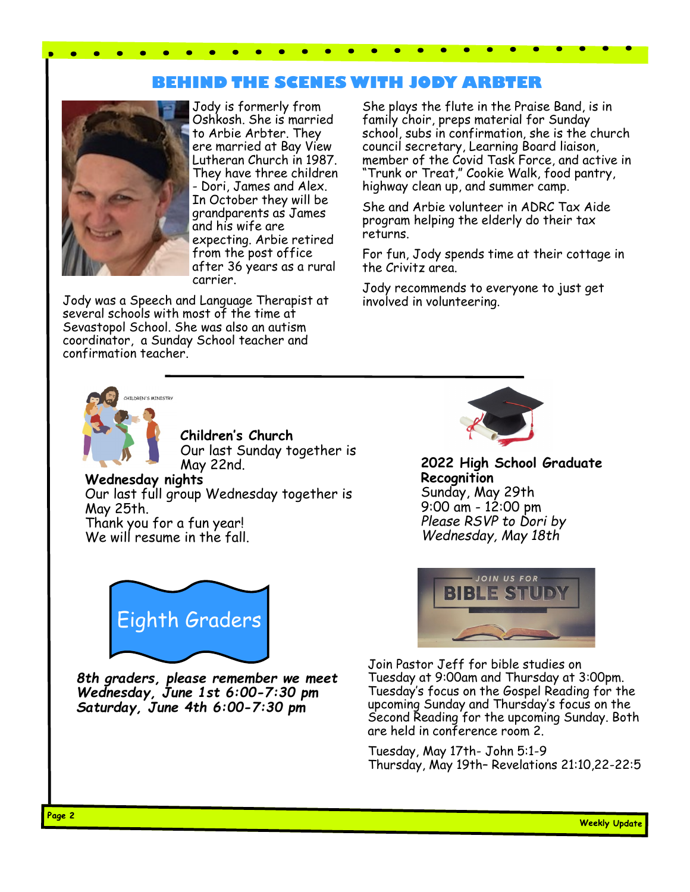## BEHIND THE SCENES WITH JODY ARBTER

Jody is formerly from Oshkosh. She is married to Arbie Arbter. They ere married at Bay View Lutheran Church in 1987. They have three children - Dori, James and Alex. In October they will be grandparents as James and his wife are expecting. Arbie retired from the post office after 36 years as a rural carrier.

Jody was a Speech and Language Therapist at several schools with most of the time at Sevastopol School. She was also an autism coordinator, a Sunday School teacher and confirmation teacher.

She plays the flute in the Praise Band, is in family choir, preps material for Sunday school, subs in confirmation, she is the church council secretary, Learning Board liaison, member of the Covid Task Force, and active in "Trunk or Treat," Cookie Walk, food pantry, highway clean up, and summer camp.

She and Arbie volunteer in ADRC Tax Aide program helping the elderly do their tax returns.

For fun, Jody spends time at their cottage in the Crivitz area.

Jody recommends to everyone to just get involved in volunteering.

---

**Children's Church**
Our last Sunday together is May 22nd.

**Wednesday nights**
Our last full group Wednesday together is May 25th.
Thank you for a fun year!
We will resume in the fall.

**2022 High School Graduate Recognition**
Sunday, May 29th
9:00 am - 12:00 pm
*Please RSVP to Dori by Wednesday, May 18th*

### Eighth Graders

***8th graders, please remember we meet Wednesday, June 1st 6:00-7:30 pm Saturday, June 4th 6:00-7:30 pm***

### JOIN US FOR BIBLE STUDY

Join Pastor Jeff for bible studies on Tuesday at 9:00am and Thursday at 3:00pm. Tuesday's focus on the Gospel Reading for the upcoming Sunday and Thursday's focus on the Second Reading for the upcoming Sunday. Both are held in conference room 2.

Tuesday, May 17th- John 5:1-9
Thursday, May 19th– Revelations 21:10,22-22:5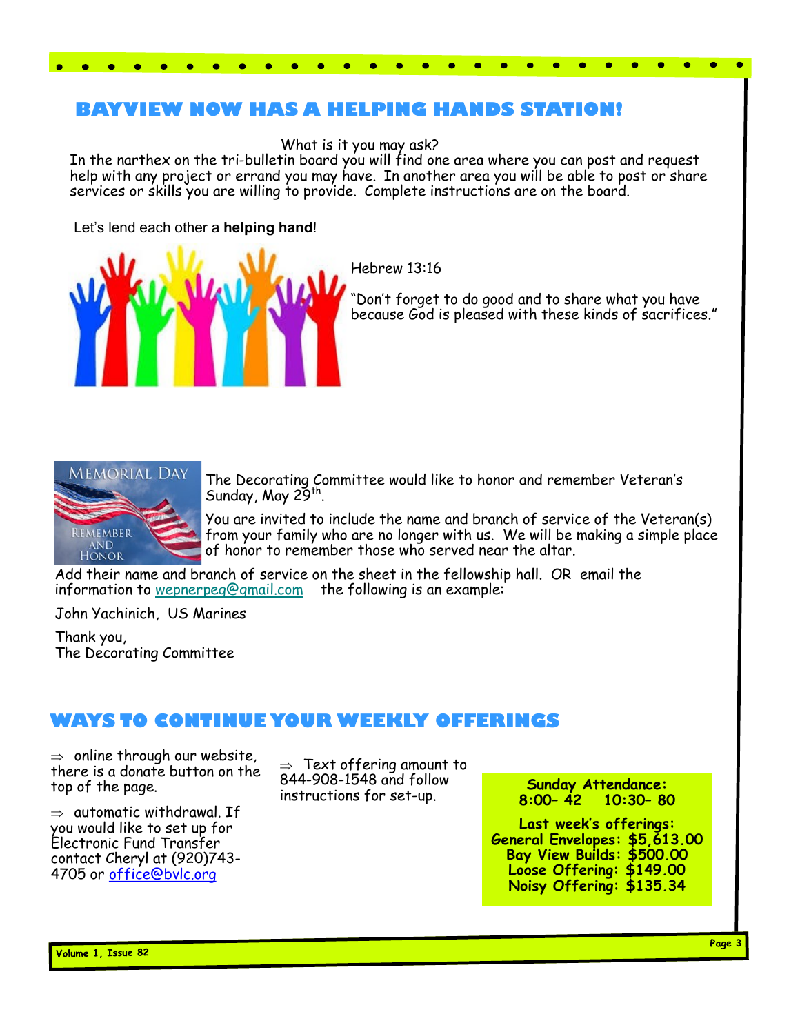## BAYVIEW NOW HAS A HELPING HANDS STATION!

What is it you may ask?

In the narthex on the tri-bulletin board you will find one area where you can post and request help with any project or errand you may have. In another area you will be able to post or share services or skills you are willing to provide. Complete instructions are on the board.

Let's lend each other a **helping hand**!

Hebrew 13:16

"Don't forget to do good and to share what you have because God is pleased with these kinds of sacrifices."

The Decorating Committee would like to honor and remember Veteran's Sunday, May 29th.

You are invited to include the name and branch of service of the Veteran(s) from your family who are no longer with us. We will be making a simple place of honor to remember those who served near the altar.

Add their name and branch of service on the sheet in the fellowship hall. OR email the information to wepnerpeg@gmail.com the following is an example:

John Yachinich, US Marines

Thank you,
The Decorating Committee

## WAYS TO CONTINUE YOUR WEEKLY OFFERINGS

- ⇒ online through our website, there is a donate button on the top of the page.
- ⇒ automatic withdrawal. If you would like to set up for Electronic Fund Transfer contact Cheryl at (920)743-4705 or office@bvlc.org
- ⇒ Text offering amount to 844-908-1548 and follow instructions for set-up.

**Sunday Attendance:**
**8:00– 42 10:30– 80**

**Last week's offerings:**
**General Envelopes: $5,613.00**
**Bay View Builds: $500.00**
**Loose Offering: $149.00**
**Noisy Offering: $135.34**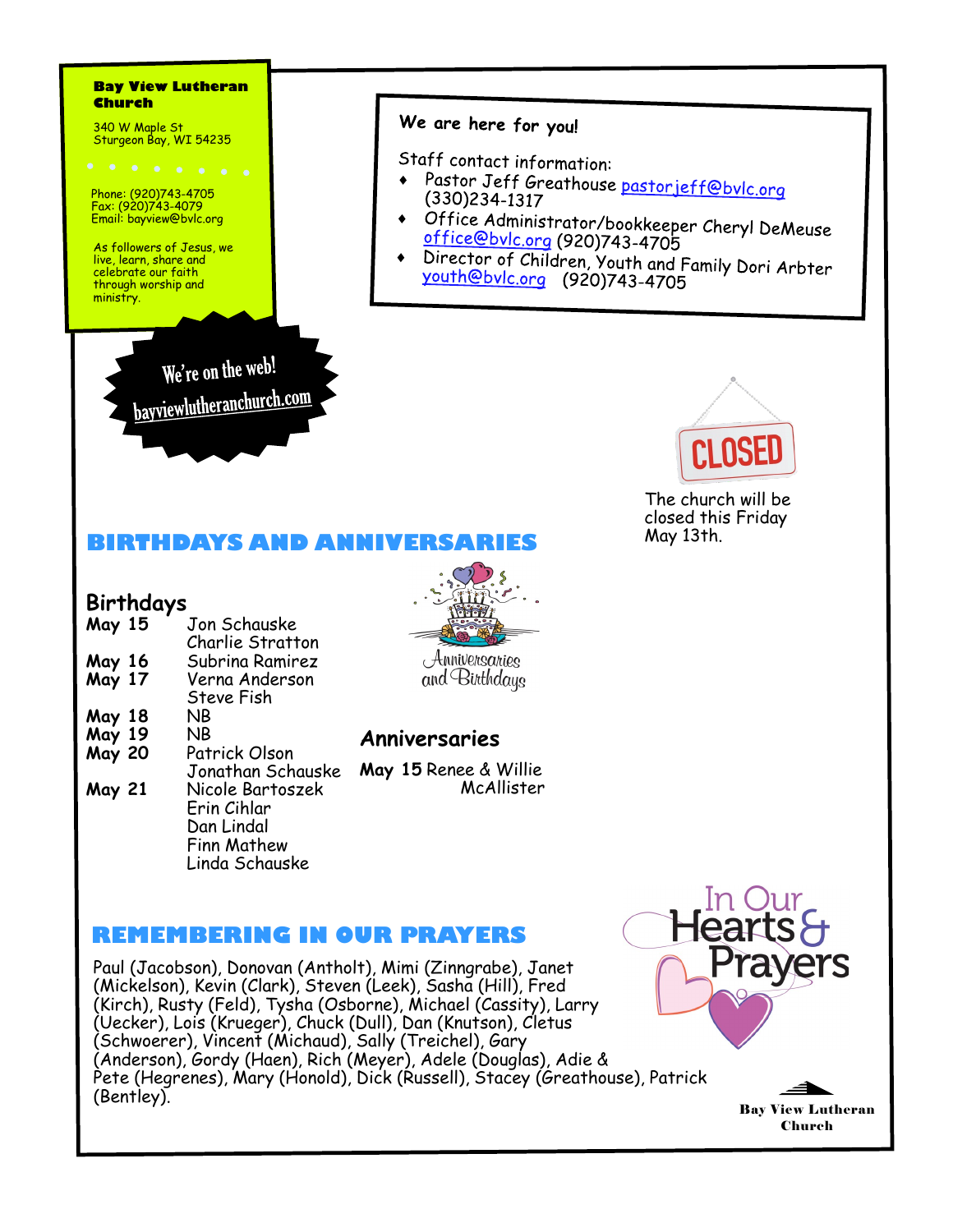**Bay View Lutheran Church**

340 W Maple St
Sturgeon Bay, WI 54235

Phone: (920)743-4705
Fax: (920)743-4079
Email: bayview@bvlc.org

As followers of Jesus, we live, learn, share and celebrate our faith through worship and ministry.

We're on the web!
bayviewlutheranchurch.com

**We are here for you!**

Staff contact information:

- Pastor Jeff Greathouse pastorjeff@bvlc.org (330)234-1317
- Office Administrator/bookkeeper Cheryl DeMeuse office@bvlc.org (920)743-4705
- Director of Children, Youth and Family Dori Arbter youth@bvlc.org (920)743-4705

CLOSED

The church will be closed this Friday May 13th.

## BIRTHDAYS AND ANNIVERSARIES

### Birthdays

| | |
|---|---|
| **May 15** | Jon Schauske |
| | Charlie Stratton |
| **May 16** | Subrina Ramirez |
| **May 17** | Verna Anderson |
| | Steve Fish |
| **May 18** | NB |
| **May 19** | NB |
| **May 20** | Patrick Olson |
| | Jonathan Schauske |
| **May 21** | Nicole Bartoszek |
| | Erin Cihlar |
| | Dan Lindal |
| | Finn Mathew |
| | Linda Schauske |

Anniversaries and Birthdays

### Anniversaries

**May 15** Renee & Willie McAllister

## REMEMBERING IN OUR PRAYERS

Paul (Jacobson), Donovan (Antholt), Mimi (Zinngrabe), Janet (Mickelson), Kevin (Clark), Steven (Leek), Sasha (Hill), Fred (Kirch), Rusty (Feld), Tysha (Osborne), Michael (Cassity), Larry (Uecker), Lois (Krueger), Chuck (Dull), Dan (Knutson), Cletus (Schwoerer), Vincent (Michaud), Sally (Treichel), Gary (Anderson), Gordy (Haen), Rich (Meyer), Adele (Douglas), Adie & Pete (Hegrenes), Mary (Honold), Dick (Russell), Stacey (Greathouse), Patrick (Bentley).

In Our Hearts & Prayers

Bay View Lutheran Church